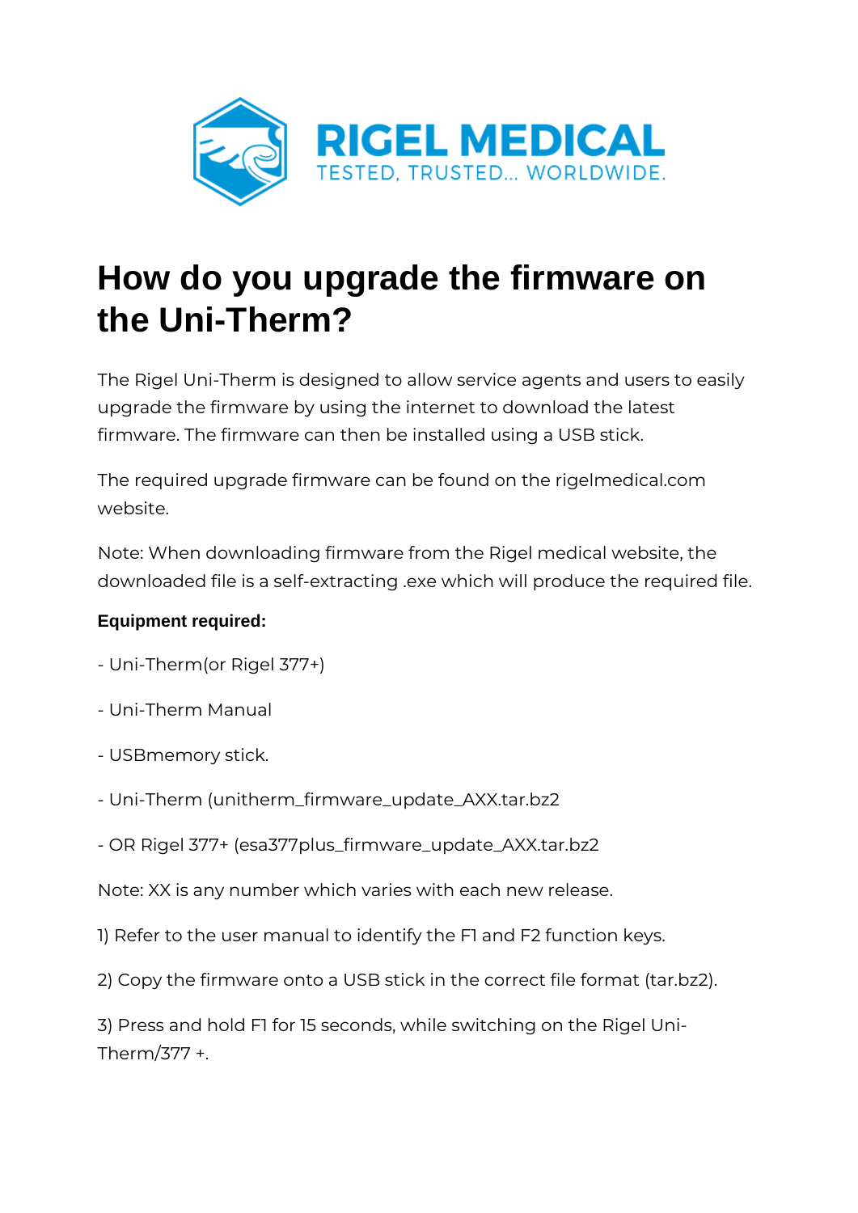RIGEL MEDICAL
TESTED, TRUSTED... WORLDWIDE.

# How do you upgrade the firmware on the Uni-Therm?

The Rigel Uni-Therm is designed to allow service agents and users to easily upgrade the firmware by using the internet to download the latest firmware. The firmware can then be installed using a USB stick.

The required upgrade firmware can be found on the rigelmedical.com website.

Note: When downloading firmware from the Rigel medical website, the downloaded file is a self-extracting .exe which will produce the required file.

**Equipment required:**

- Uni-Therm(or Rigel 377+)

- Uni-Therm Manual

- USBmemory stick.

- Uni-Therm (unitherm_firmware_update_AXX.tar.bz2

- OR Rigel 377+ (esa377plus_firmware_update_AXX.tar.bz2

Note: XX is any number which varies with each new release.

1) Refer to the user manual to identify the F1 and F2 function keys.

2) Copy the firmware onto a USB stick in the correct file format (tar.bz2).

3) Press and hold F1 for 15 seconds, while switching on the Rigel Uni-Therm/377 +.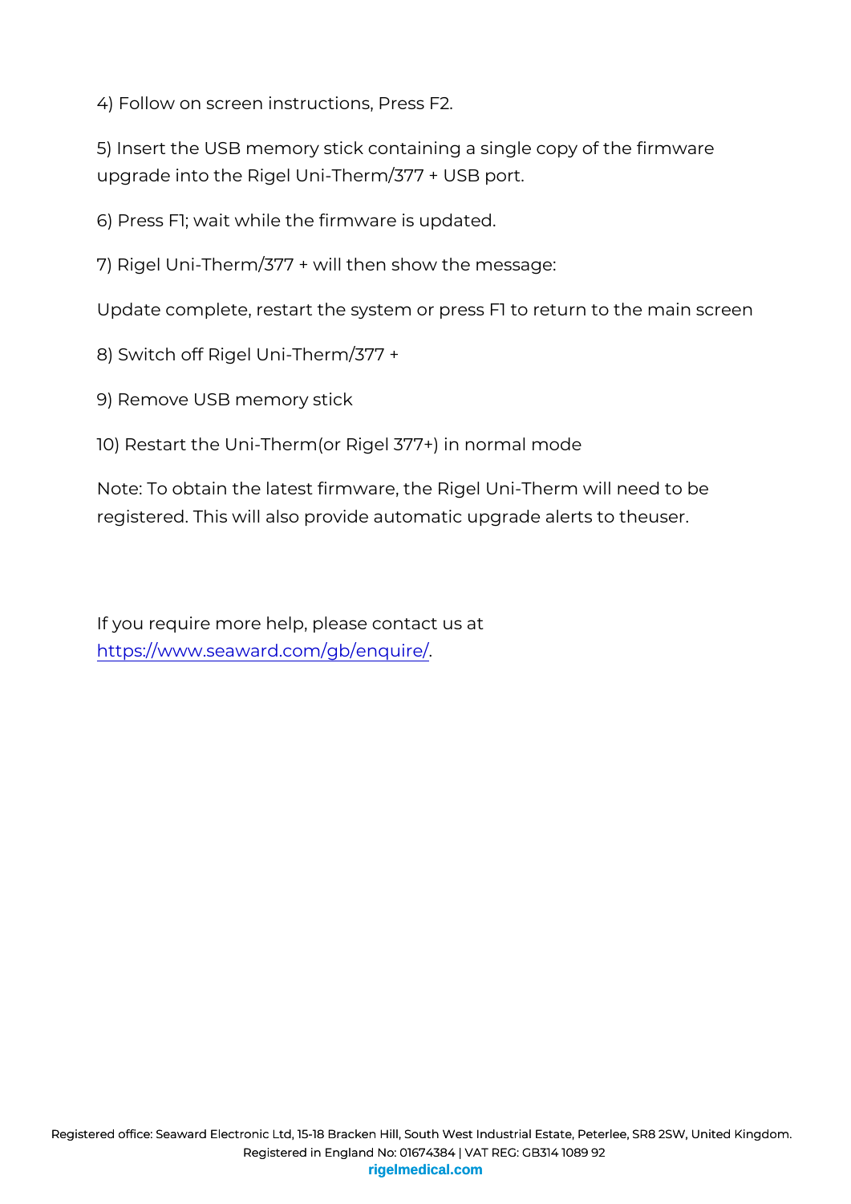4) Follow on screen instructions, Press F2.

5) Insert the USB memory stick containing a single copy of the firmware upgrade into the Rigel Uni-Therm/377 + USB port.

6) Press F1; wait while the firmware is updated.

7) Rigel Uni-Therm/377 + will then show the message:

Update complete, restart the system or press F1 to return to the main screen

8) Switch off Rigel Uni-Therm/377 +

9) Remove USB memory stick

10) Restart the Uni-Therm(or Rigel 377+) in normal mode

Note: To obtain the latest firmware, the Rigel Uni-Therm will need to be registered. This will also provide automatic upgrade alerts to theuser.

If you require more help, please contact us at [https://www.seaward.com/gb/enquire/](https://www.seaward.com/gb/enquire/).

Registered office: Seaward Electronic Ltd, 15-18 Bracken Hill, South West Industrial Estate, Peterlee, SR8 2SW, United Kingdom.
Registered in England No: 01674384 | VAT REG: GB314 1089 92
rigelmedical.com